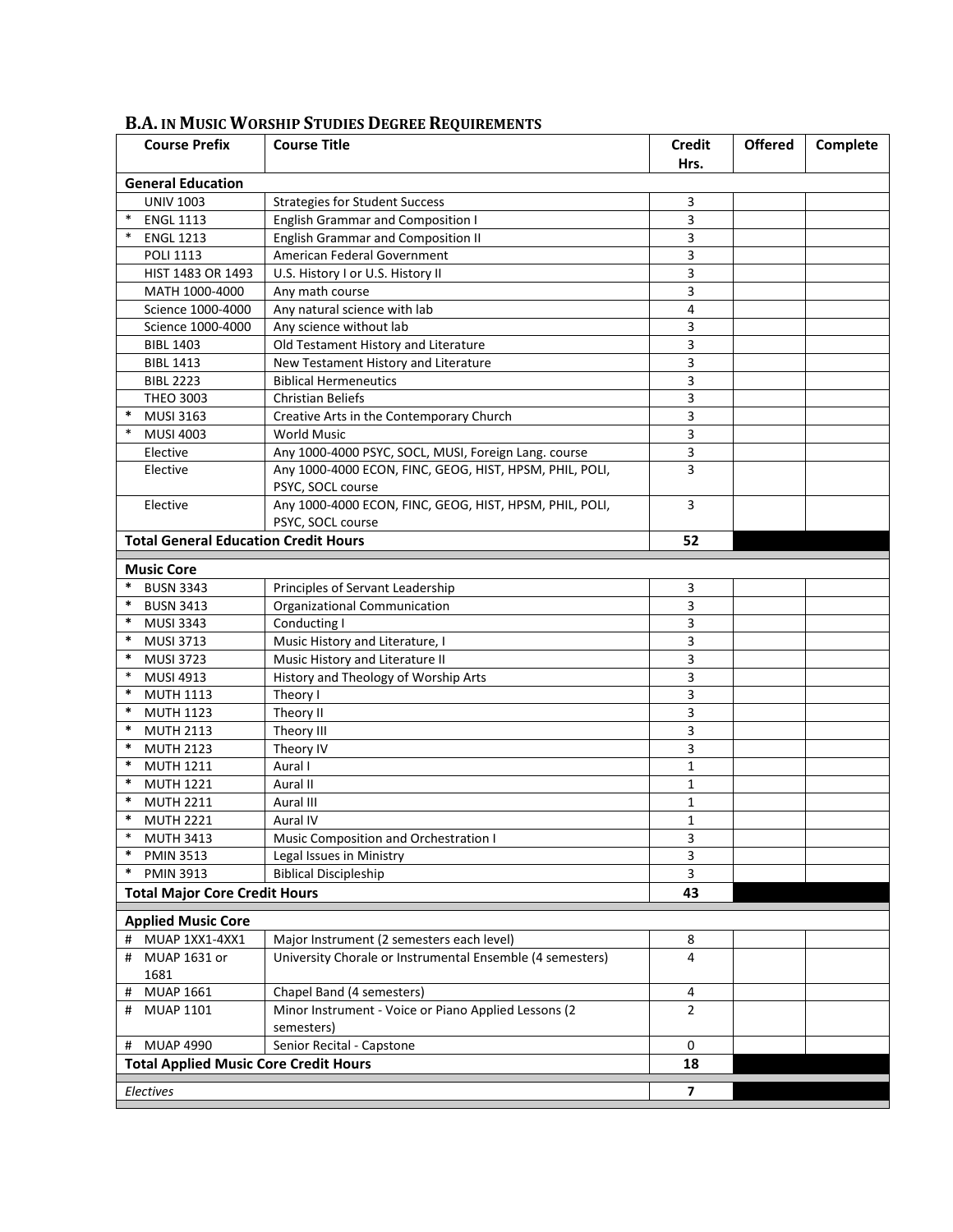## B.A. IN MUSIC WORSHIP STUDIES DEGREE REQUIREMENTS

| Course Prefix | Course Title | Credit Hrs. | Offered | Complete |
|---|---|---|---|---|
| **General Education** | | | | |
| UNIV 1003 | Strategies for Student Success | 3 | | |
| * ENGL 1113 | English Grammar and Composition I | 3 | | |
| * ENGL 1213 | English Grammar and Composition II | 3 | | |
| POLI 1113 | American Federal Government | 3 | | |
| HIST 1483 OR 1493 | U.S. History I or U.S. History II | 3 | | |
| MATH 1000-4000 | Any math course | 3 | | |
| Science 1000-4000 | Any natural science with lab | 4 | | |
| Science 1000-4000 | Any science without lab | 3 | | |
| BIBL 1403 | Old Testament History and Literature | 3 | | |
| BIBL 1413 | New Testament History and Literature | 3 | | |
| BIBL 2223 | Biblical Hermeneutics | 3 | | |
| THEO 3003 | Christian Beliefs | 3 | | |
| * MUSI 3163 | Creative Arts in the Contemporary Church | 3 | | |
| * MUSI 4003 | World Music | 3 | | |
| Elective | Any 1000-4000 PSYC, SOCL, MUSI, Foreign Lang. course | 3 | | |
| Elective | Any 1000-4000 ECON, FINC, GEOG, HIST, HPSM, PHIL, POLI, PSYC, SOCL course | 3 | | |
| Elective | Any 1000-4000 ECON, FINC, GEOG, HIST, HPSM, PHIL, POLI, PSYC, SOCL course | 3 | | |
| **Total General Education Credit Hours** | | **52** | | |
| **Music Core** | | | | |
| * BUSN 3343 | Principles of Servant Leadership | 3 | | |
| * BUSN 3413 | Organizational Communication | 3 | | |
| * MUSI 3343 | Conducting I | 3 | | |
| * MUSI 3713 | Music History and Literature, I | 3 | | |
| * MUSI 3723 | Music History and Literature II | 3 | | |
| * MUSI 4913 | History and Theology of Worship Arts | 3 | | |
| * MUTH 1113 | Theory I | 3 | | |
| * MUTH 1123 | Theory II | 3 | | |
| * MUTH 2113 | Theory III | 3 | | |
| * MUTH 2123 | Theory IV | 3 | | |
| * MUTH 1211 | Aural I | 1 | | |
| * MUTH 1221 | Aural II | 1 | | |
| * MUTH 2211 | Aural III | 1 | | |
| * MUTH 2221 | Aural IV | 1 | | |
| * MUTH 3413 | Music Composition and Orchestration I | 3 | | |
| * PMIN 3513 | Legal Issues in Ministry | 3 | | |
| * PMIN 3913 | Biblical Discipleship | 3 | | |
| **Total Major Core Credit Hours** | | **43** | | |
| **Applied Music Core** | | | | |
| # MUAP 1XX1-4XX1 | Major Instrument (2 semesters each level) | 8 | | |
| # MUAP 1631 or 1681 | University Chorale or Instrumental Ensemble (4 semesters) | 4 | | |
| # MUAP 1661 | Chapel Band (4 semesters) | 4 | | |
| # MUAP 1101 | Minor Instrument - Voice or Piano Applied Lessons (2 semesters) | 2 | | |
| # MUAP 4990 | Senior Recital - Capstone | 0 | | |
| **Total Applied Music Core Credit Hours** | | **18** | | |
| *Electives* | | **7** | | |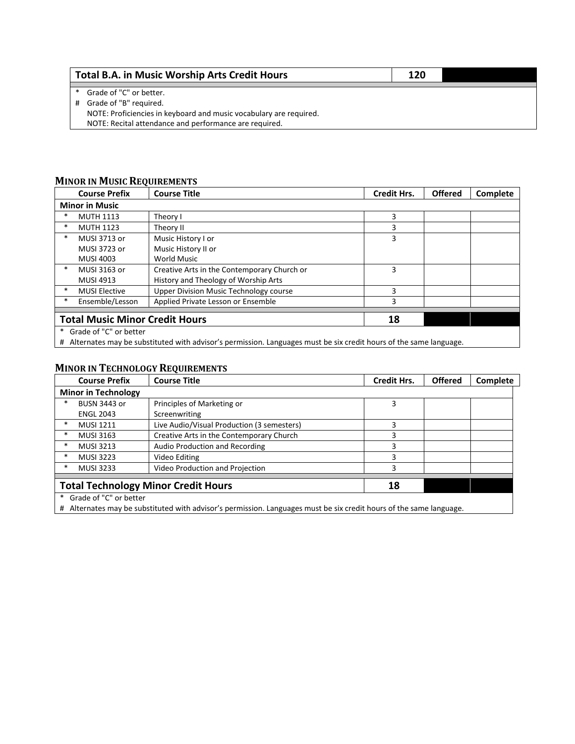| Total B.A. in Music Worship Arts Credit Hours | 120 | |
|---|---|---|

\* Grade of "C" or better.
\# Grade of "B" required.
NOTE: Proficiencies in keyboard and music vocabulary are required.
NOTE: Recital attendance and performance are required.

### MINOR IN MUSIC REQUIREMENTS

| | Course Prefix | Course Title | Credit Hrs. | Offered | Complete |
|---|---|---|---|---|---|
| **Minor in Music** | | | | | |
| * | MUTH 1113 | Theory I | 3 | | |
| * | MUTH 1123 | Theory II | 3 | | |
| * | MUSI 3713 or<br>MUSI 3723 or<br>MUSI 4003 | Music History I or<br>Music History II or<br>World Music | 3 | | |
| * | MUSI 3163 or<br>MUSI 4913 | Creative Arts in the Contemporary Church or<br>History and Theology of Worship Arts | 3 | | |
| * | MUSI Elective | Upper Division Music Technology course | 3 | | |
| * | Ensemble/Lesson | Applied Private Lesson or Ensemble | 3 | | |
| **Total Music Minor Credit Hours** | | | **18** | | |

\* Grade of "C" or better
\# Alternates may be substituted with advisor's permission. Languages must be six credit hours of the same language.

### MINOR IN TECHNOLOGY REQUIREMENTS

| | Course Prefix | Course Title | Credit Hrs. | Offered | Complete |
|---|---|---|---|---|---|
| **Minor in Technology** | | | | | |
| * | BUSN 3443 or<br>ENGL 2043 | Principles of Marketing or<br>Screenwriting | 3 | | |
| * | MUSI 1211 | Live Audio/Visual Production (3 semesters) | 3 | | |
| * | MUSI 3163 | Creative Arts in the Contemporary Church | 3 | | |
| * | MUSI 3213 | Audio Production and Recording | 3 | | |
| * | MUSI 3223 | Video Editing | 3 | | |
| * | MUSI 3233 | Video Production and Projection | 3 | | |
| **Total Technology Minor Credit Hours** | | | **18** | | |

\* Grade of "C" or better
\# Alternates may be substituted with advisor's permission. Languages must be six credit hours of the same language.